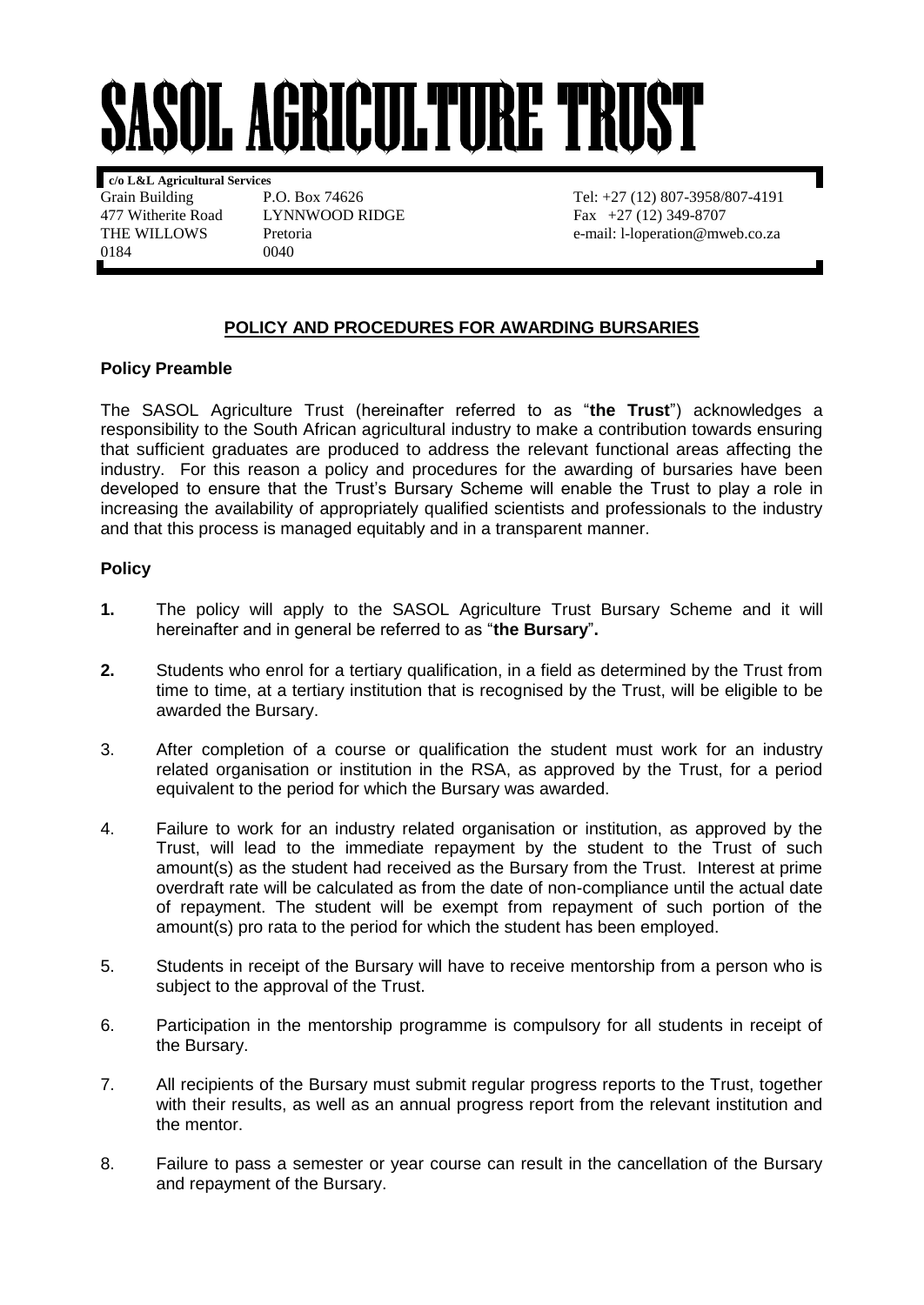# SASOL AGRICULTURE TRUST

**c/o L&L Agricultural Services**

Grain Building
477 Witherite Road
THE WILLOWS
0184

P.O. Box 74626
LYNNWOOD RIDGE
Pretoria
0040

Tel: +27 (12) 807-3958/807-4191
Fax +27 (12) 349-8707
e-mail: l-loperation@mweb.co.za

## POLICY AND PROCEDURES FOR AWARDING BURSARIES

### Policy Preamble

The SASOL Agriculture Trust (hereinafter referred to as "**the Trust**") acknowledges a responsibility to the South African agricultural industry to make a contribution towards ensuring that sufficient graduates are produced to address the relevant functional areas affecting the industry. For this reason a policy and procedures for the awarding of bursaries have been developed to ensure that the Trust's Bursary Scheme will enable the Trust to play a role in increasing the availability of appropriately qualified scientists and professionals to the industry and that this process is managed equitably and in a transparent manner.

### Policy

**1.** The policy will apply to the SASOL Agriculture Trust Bursary Scheme and it will hereinafter and in general be referred to as "**the Bursary**"**.**

**2.** Students who enrol for a tertiary qualification, in a field as determined by the Trust from time to time, at a tertiary institution that is recognised by the Trust, will be eligible to be awarded the Bursary.

3. After completion of a course or qualification the student must work for an industry related organisation or institution in the RSA, as approved by the Trust, for a period equivalent to the period for which the Bursary was awarded.

4. Failure to work for an industry related organisation or institution, as approved by the Trust, will lead to the immediate repayment by the student to the Trust of such amount(s) as the student had received as the Bursary from the Trust. Interest at prime overdraft rate will be calculated as from the date of non-compliance until the actual date of repayment. The student will be exempt from repayment of such portion of the amount(s) pro rata to the period for which the student has been employed.

5. Students in receipt of the Bursary will have to receive mentorship from a person who is subject to the approval of the Trust.

6. Participation in the mentorship programme is compulsory for all students in receipt of the Bursary.

7. All recipients of the Bursary must submit regular progress reports to the Trust, together with their results, as well as an annual progress report from the relevant institution and the mentor.

8. Failure to pass a semester or year course can result in the cancellation of the Bursary and repayment of the Bursary.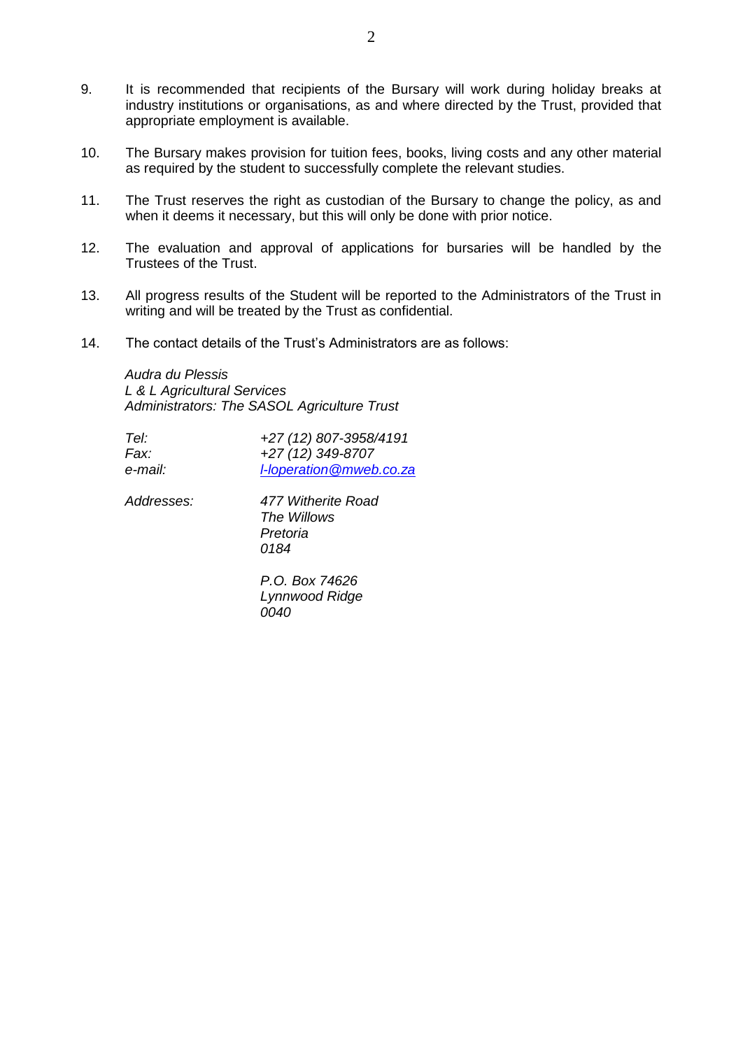9. It is recommended that recipients of the Bursary will work during holiday breaks at industry institutions or organisations, as and where directed by the Trust, provided that appropriate employment is available.

10. The Bursary makes provision for tuition fees, books, living costs and any other material as required by the student to successfully complete the relevant studies.

11. The Trust reserves the right as custodian of the Bursary to change the policy, as and when it deems it necessary, but this will only be done with prior notice.

12. The evaluation and approval of applications for bursaries will be handled by the Trustees of the Trust.

13. All progress results of the Student will be reported to the Administrators of the Trust in writing and will be treated by the Trust as confidential.

14. The contact details of the Trust's Administrators are as follows:

*Audra du Plessis*
*L & L Agricultural Services*
*Administrators: The SASOL Agriculture Trust*

| | |
|---|---|
| *Tel:* | *+27 (12) 807-3958/4191* |
| *Fax:* | *+27 (12) 349-8707* |
| *e-mail:* | *l-loperation@mweb.co.za* |
| *Addresses:* | *477 Witherite Road*<br>*The Willows*<br>*Pretoria*<br>*0184* |
| | *P.O. Box 74626*<br>*Lynnwood Ridge*<br>*0040* |